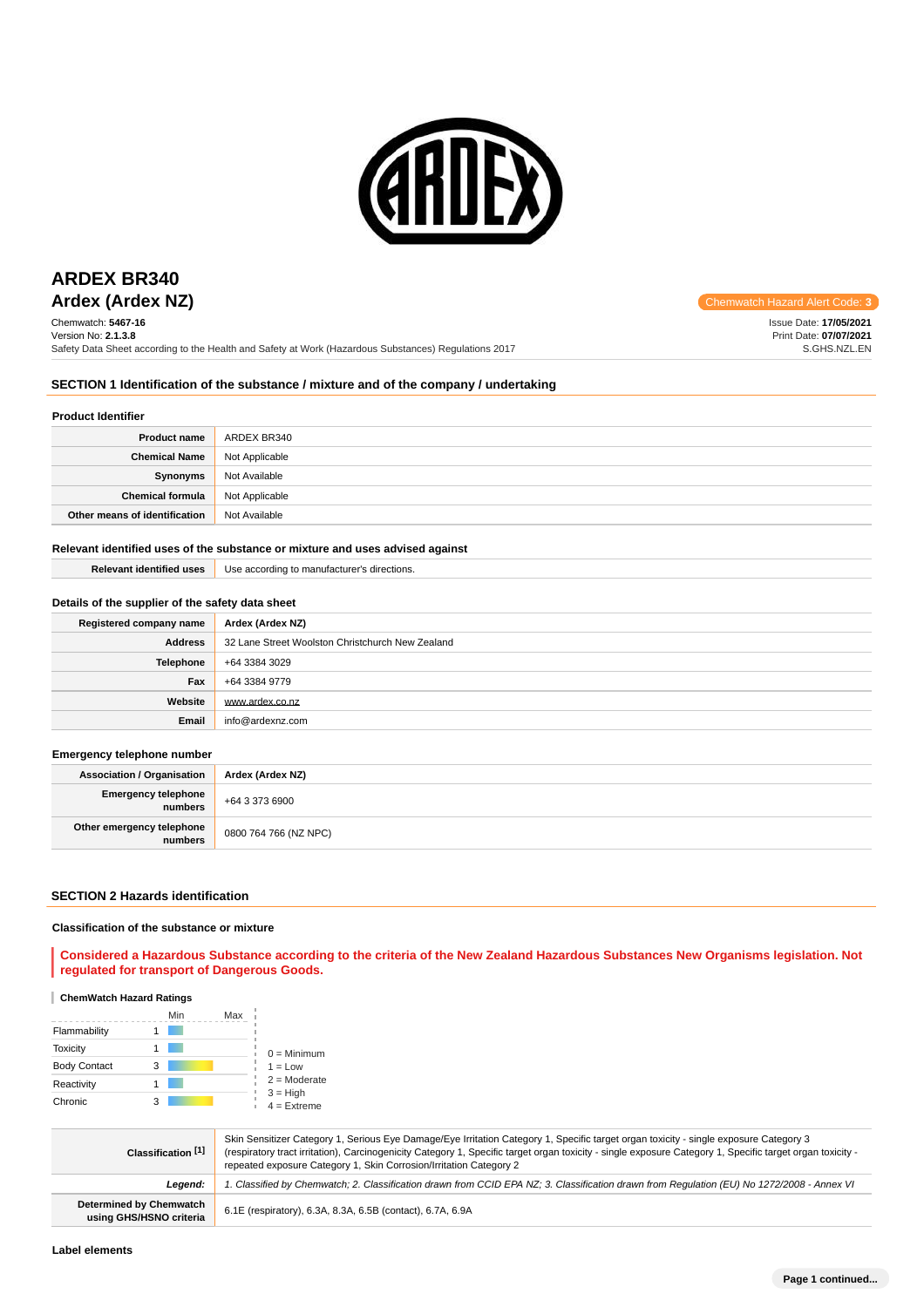# ARDEX BR340

## Ardex (Ardex NZ)

Chemwatch Hazard Alert Code: 3

Chemwatch: **5467-16**
Version No: **2.1.3.8**
Safety Data Sheet according to the Health and Safety at Work (Hazardous Substances) Regulations 2017

Issue Date: **17/05/2021**
Print Date: **07/07/2021**
S.GHS.NZL.EN

## SECTION 1 Identification of the substance / mixture and of the company / undertaking

### Product Identifier

| | |
|---|---|
| **Product name** | ARDEX BR340 |
| **Chemical Name** | Not Applicable |
| **Synonyms** | Not Available |
| **Chemical formula** | Not Applicable |
| **Other means of identification** | Not Available |

### Relevant identified uses of the substance or mixture and uses advised against

| | |
|---|---|
| **Relevant identified uses** | Use according to manufacturer's directions. |

### Details of the supplier of the safety data sheet

| | |
|---|---|
| **Registered company name** | **Ardex (Ardex NZ)** |
| **Address** | 32 Lane Street Woolston Christchurch New Zealand |
| **Telephone** | +64 3384 3029 |
| **Fax** | +64 3384 9779 |
| **Website** | www.ardex.co.nz |
| **Email** | info@ardexnz.com |

### Emergency telephone number

| | |
|---|---|
| **Association / Organisation** | **Ardex (Ardex NZ)** |
| **Emergency telephone numbers** | +64 3 373 6900 |
| **Other emergency telephone numbers** | 0800 764 766 (NZ NPC) |

## SECTION 2 Hazards identification

### Classification of the substance or mixture

**Considered a Hazardous Substance according to the criteria of the New Zealand Hazardous Substances New Organisms legislation. Not regulated for transport of Dangerous Goods.**

**ChemWatch Hazard Ratings**

| | Min | Max |
|---|---|---|
| Flammability | 1 | |
| Toxicity | 1 | |
| Body Contact | 3 | |
| Reactivity | 1 | |
| Chronic | 3 | |

0 = Minimum
1 = Low
2 = Moderate
3 = High
4 = Extreme

| | |
|---|---|
| **Classification [1]** | Skin Sensitizer Category 1, Serious Eye Damage/Eye Irritation Category 1, Specific target organ toxicity - single exposure Category 3 (respiratory tract irritation), Carcinogenicity Category 1, Specific target organ toxicity - single exposure Category 1, Specific target organ toxicity - repeated exposure Category 1, Skin Corrosion/Irritation Category 2 |
| ***Legend:*** | *1. Classified by Chemwatch; 2. Classification drawn from CCID EPA NZ; 3. Classification drawn from Regulation (EU) No 1272/2008 - Annex VI* |
| **Determined by Chemwatch using GHS/HSNO criteria** | 6.1E (respiratory), 6.3A, 8.3A, 6.5B (contact), 6.7A, 6.9A |

### Label elements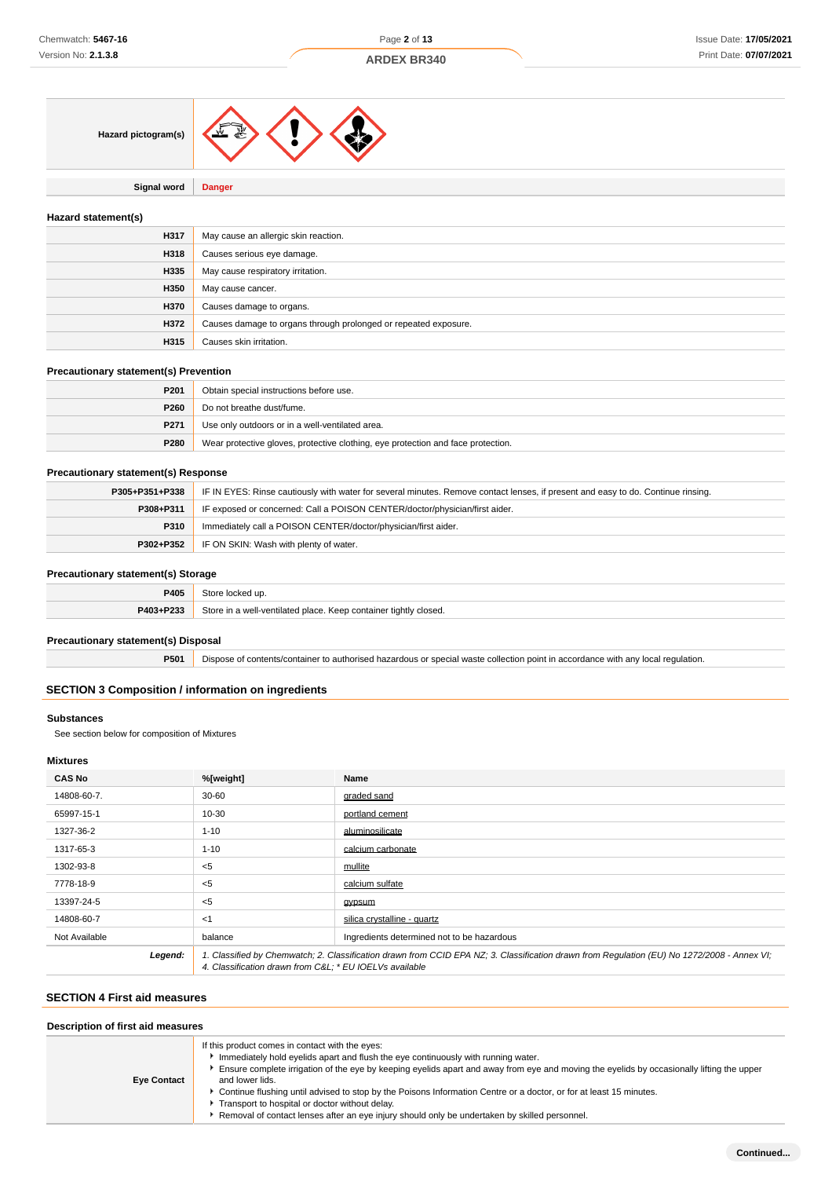| Hazard pictogram(s) | |
|---|---|

| Signal word | Danger |
|---|---|

### Hazard statement(s)

| | |
|---|---|
| H317 | May cause an allergic skin reaction. |
| H318 | Causes serious eye damage. |
| H335 | May cause respiratory irritation. |
| H350 | May cause cancer. |
| H370 | Causes damage to organs. |
| H372 | Causes damage to organs through prolonged or repeated exposure. |
| H315 | Causes skin irritation. |

### Precautionary statement(s) Prevention

| | |
|---|---|
| P201 | Obtain special instructions before use. |
| P260 | Do not breathe dust/fume. |
| P271 | Use only outdoors or in a well-ventilated area. |
| P280 | Wear protective gloves, protective clothing, eye protection and face protection. |

### Precautionary statement(s) Response

| | |
|---|---|
| P305+P351+P338 | IF IN EYES: Rinse cautiously with water for several minutes. Remove contact lenses, if present and easy to do. Continue rinsing. |
| P308+P311 | IF exposed or concerned: Call a POISON CENTER/doctor/physician/first aider. |
| P310 | Immediately call a POISON CENTER/doctor/physician/first aider. |
| P302+P352 | IF ON SKIN: Wash with plenty of water. |

### Precautionary statement(s) Storage

| | |
|---|---|
| P405 | Store locked up. |
| P403+P233 | Store in a well-ventilated place. Keep container tightly closed. |

### Precautionary statement(s) Disposal

| | |
|---|---|
| P501 | Dispose of contents/container to authorised hazardous or special waste collection point in accordance with any local regulation. |

## SECTION 3 Composition / information on ingredients

### Substances

See section below for composition of Mixtures

### Mixtures

| CAS No | %[weight] | Name |
|---|---|---|
| 14808-60-7. | 30-60 | graded sand |
| 65997-15-1 | 10-30 | portland cement |
| 1327-36-2 | 1-10 | aluminosilicate |
| 1317-65-3 | 1-10 | calcium carbonate |
| 1302-93-8 | <5 | mullite |
| 7778-18-9 | <5 | calcium sulfate |
| 13397-24-5 | <5 | gypsum |
| 14808-60-7 | <1 | silica crystalline - quartz |
| Not Available | balance | Ingredients determined not to be hazardous |
| ***Legend:*** | *1. Classified by Chemwatch; 2. Classification drawn from CCID EPA NZ; 3. Classification drawn from Regulation (EU) No 1272/2008 - Annex VI; 4. Classification drawn from C&L; * EU IOELVs available* | |

## SECTION 4 First aid measures

### Description of first aid measures

| | |
|---|---|
| Eye Contact | If this product comes in contact with the eyes:<br>▸ Immediately hold eyelids apart and flush the eye continuously with running water.<br>▸ Ensure complete irrigation of the eye by keeping eyelids apart and away from eye and moving the eyelids by occasionally lifting the upper and lower lids.<br>▸ Continue flushing until advised to stop by the Poisons Information Centre or a doctor, or for at least 15 minutes.<br>▸ Transport to hospital or doctor without delay.<br>▸ Removal of contact lenses after an eye injury should only be undertaken by skilled personnel. |

Continued...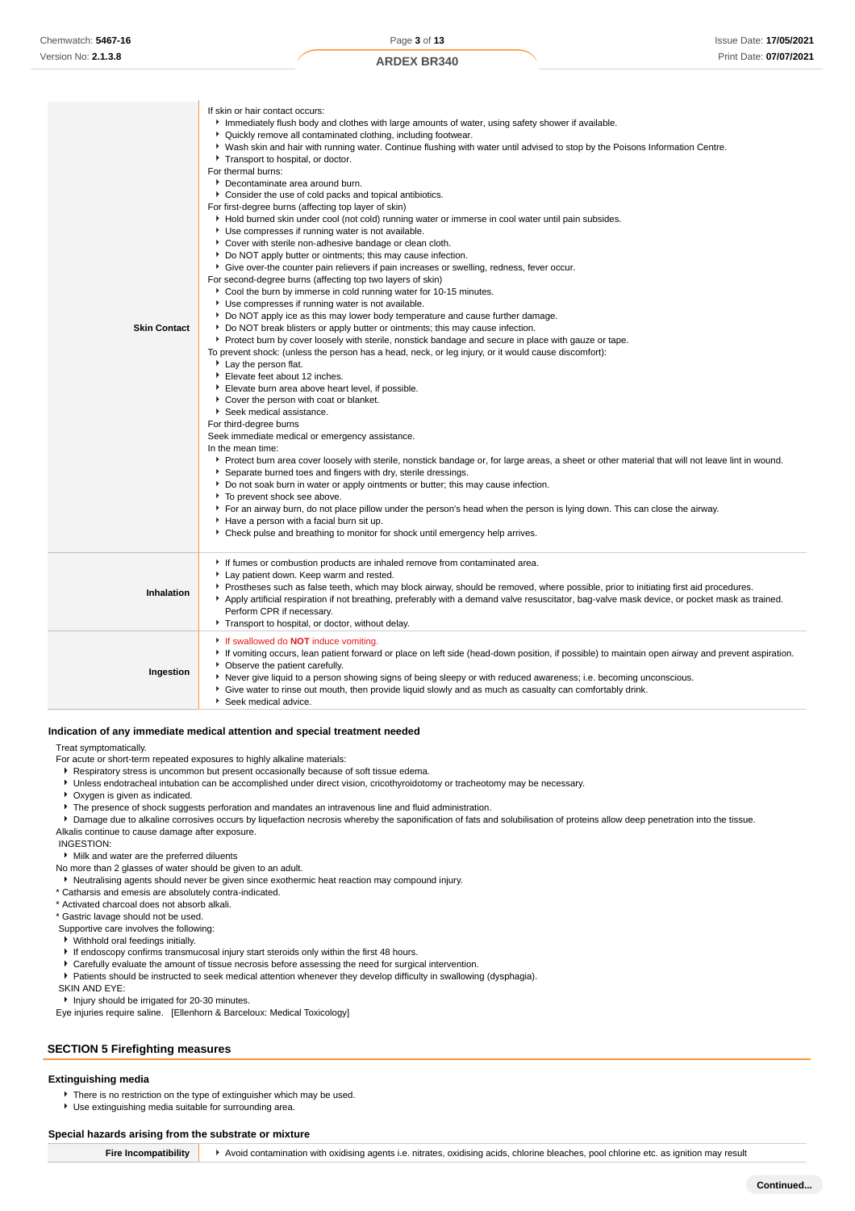| | |
|---|---|
| **Skin Contact** | If skin or hair contact occurs:<br>• Immediately flush body and clothes with large amounts of water, using safety shower if available.<br>• Quickly remove all contaminated clothing, including footwear.<br>• Wash skin and hair with running water. Continue flushing with water until advised to stop by the Poisons Information Centre.<br>• Transport to hospital, or doctor.<br>For thermal burns:<br>• Decontaminate area around burn.<br>• Consider the use of cold packs and topical antibiotics.<br>For first-degree burns (affecting top layer of skin)<br>• Hold burned skin under cool (not cold) running water or immerse in cool water until pain subsides.<br>• Use compresses if running water is not available.<br>• Cover with sterile non-adhesive bandage or clean cloth.<br>• Do NOT apply butter or ointments; this may cause infection.<br>• Give over-the counter pain relievers if pain increases or swelling, redness, fever occur.<br>For second-degree burns (affecting top two layers of skin)<br>• Cool the burn by immerse in cold running water for 10-15 minutes.<br>• Use compresses if running water is not available.<br>• Do NOT apply ice as this may lower body temperature and cause further damage.<br>• Do NOT break blisters or apply butter or ointments; this may cause infection.<br>• Protect burn by cover loosely with sterile, nonstick bandage and secure in place with gauze or tape.<br>To prevent shock: (unless the person has a head, neck, or leg injury, or it would cause discomfort):<br>• Lay the person flat.<br>• Elevate feet about 12 inches.<br>• Elevate burn area above heart level, if possible.<br>• Cover the person with coat or blanket.<br>• Seek medical assistance.<br>For third-degree burns<br>Seek immediate medical or emergency assistance.<br>In the mean time:<br>• Protect burn area cover loosely with sterile, nonstick bandage or, for large areas, a sheet or other material that will not leave lint in wound.<br>• Separate burned toes and fingers with dry, sterile dressings.<br>• Do not soak burn in water or apply ointments or butter; this may cause infection.<br>• To prevent shock see above.<br>• For an airway burn, do not place pillow under the person's head when the person is lying down. This can close the airway.<br>• Have a person with a facial burn sit up.<br>• Check pulse and breathing to monitor for shock until emergency help arrives. |
| **Inhalation** | • If fumes or combustion products are inhaled remove from contaminated area.<br>• Lay patient down. Keep warm and rested.<br>• Prostheses such as false teeth, which may block airway, should be removed, where possible, prior to initiating first aid procedures.<br>• Apply artificial respiration if not breathing, preferably with a demand valve resuscitator, bag-valve mask device, or pocket mask as trained. Perform CPR if necessary.<br>• Transport to hospital, or doctor, without delay. |
| **Ingestion** | • If swallowed do **NOT** induce vomiting.<br>• If vomiting occurs, lean patient forward or place on left side (head-down position, if possible) to maintain open airway and prevent aspiration.<br>• Observe the patient carefully.<br>• Never give liquid to a person showing signs of being sleepy or with reduced awareness; i.e. becoming unconscious.<br>• Give water to rinse out mouth, then provide liquid slowly and as much as casualty can comfortably drink.<br>• Seek medical advice. |

### Indication of any immediate medical attention and special treatment needed

Treat symptomatically.
For acute or short-term repeated exposures to highly alkaline materials:

- Respiratory stress is uncommon but present occasionally because of soft tissue edema.
- Unless endotracheal intubation can be accomplished under direct vision, cricothyroidotomy or tracheotomy may be necessary.
- Oxygen is given as indicated.
- The presence of shock suggests perforation and mandates an intravenous line and fluid administration.
- Damage due to alkaline corrosives occurs by liquefaction necrosis whereby the saponification of fats and solubilisation of proteins allow deep penetration into the tissue.

Alkalis continue to cause damage after exposure.
INGESTION:

- Milk and water are the preferred diluents

No more than 2 glasses of water should be given to an adult.

- Neutralising agents should never be given since exothermic heat reaction may compound injury.

* Catharsis and emesis are absolutely contra-indicated.
* Activated charcoal does not absorb alkali.
* Gastric lavage should not be used.

Supportive care involves the following:

- Withhold oral feedings initially.
- If endoscopy confirms transmucosal injury start steroids only within the first 48 hours.
- Carefully evaluate the amount of tissue necrosis before assessing the need for surgical intervention.
- Patients should be instructed to seek medical attention whenever they develop difficulty in swallowing (dysphagia).

SKIN AND EYE:

- Injury should be irrigated for 20-30 minutes.

Eye injuries require saline. [Ellenhorn & Barceloux: Medical Toxicology]

## SECTION 5 Firefighting measures

### Extinguishing media

- There is no restriction on the type of extinguisher which may be used.
- Use extinguishing media suitable for surrounding area.

### Special hazards arising from the substrate or mixture

| | |
|---|---|
| **Fire Incompatibility** | • Avoid contamination with oxidising agents i.e. nitrates, oxidising acids, chlorine bleaches, pool chlorine etc. as ignition may result |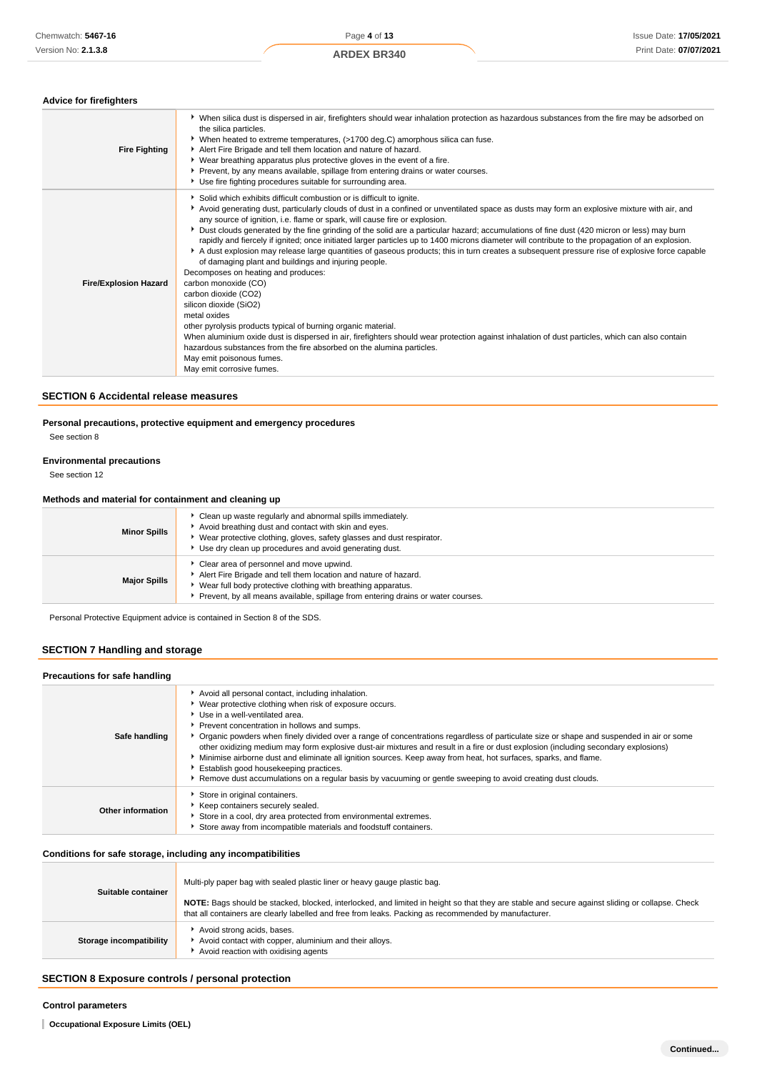### Advice for firefighters

| | |
|---|---|
| **Fire Fighting** | ▸ When silica dust is dispersed in air, firefighters should wear inhalation protection as hazardous substances from the fire may be adsorbed on the silica particles.<br>▸ When heated to extreme temperatures, (>1700 deg.C) amorphous silica can fuse.<br>▸ Alert Fire Brigade and tell them location and nature of hazard.<br>▸ Wear breathing apparatus plus protective gloves in the event of a fire.<br>▸ Prevent, by any means available, spillage from entering drains or water courses.<br>▸ Use fire fighting procedures suitable for surrounding area. |
| **Fire/Explosion Hazard** | ▸ Solid which exhibits difficult combustion or is difficult to ignite.<br>▸ Avoid generating dust, particularly clouds of dust in a confined or unventilated space as dusts may form an explosive mixture with air, and any source of ignition, i.e. flame or spark, will cause fire or explosion.<br>▸ Dust clouds generated by the fine grinding of the solid are a particular hazard; accumulations of fine dust (420 micron or less) may burn rapidly and fiercely if ignited; once initiated larger particles up to 1400 microns diameter will contribute to the propagation of an explosion.<br>▸ A dust explosion may release large quantities of gaseous products; this in turn creates a subsequent pressure rise of explosive force capable of damaging plant and buildings and injuring people.<br>Decomposes on heating and produces:<br>carbon monoxide (CO)<br>carbon dioxide ($CO_2$)<br>silicon dioxide ($SiO_2$)<br>metal oxides<br>other pyrolysis products typical of burning organic material.<br>When aluminium oxide dust is dispersed in air, firefighters should wear protection against inhalation of dust particles, which can also contain hazardous substances from the fire absorbed on the alumina particles.<br>May emit poisonous fumes.<br>May emit corrosive fumes. |

## SECTION 6 Accidental release measures

### Personal precautions, protective equipment and emergency procedures

See section 8

### Environmental precautions

See section 12

### Methods and material for containment and cleaning up

| | |
|---|---|
| **Minor Spills** | ▸ Clean up waste regularly and abnormal spills immediately.<br>▸ Avoid breathing dust and contact with skin and eyes.<br>▸ Wear protective clothing, gloves, safety glasses and dust respirator.<br>▸ Use dry clean up procedures and avoid generating dust. |
| **Major Spills** | ▸ Clear area of personnel and move upwind.<br>▸ Alert Fire Brigade and tell them location and nature of hazard.<br>▸ Wear full body protective clothing with breathing apparatus.<br>▸ Prevent, by all means available, spillage from entering drains or water courses. |

Personal Protective Equipment advice is contained in Section 8 of the SDS.

## SECTION 7 Handling and storage

### Precautions for safe handling

| | |
|---|---|
| **Safe handling** | ▸ Avoid all personal contact, including inhalation.<br>▸ Wear protective clothing when risk of exposure occurs.<br>▸ Use in a well-ventilated area.<br>▸ Prevent concentration in hollows and sumps.<br>▸ Organic powders when finely divided over a range of concentrations regardless of particulate size or shape and suspended in air or some other oxidizing medium may form explosive dust-air mixtures and result in a fire or dust explosion (including secondary explosions)<br>▸ Minimise airborne dust and eliminate all ignition sources. Keep away from heat, hot surfaces, sparks, and flame.<br>▸ Establish good housekeeping practices.<br>▸ Remove dust accumulations on a regular basis by vacuuming or gentle sweeping to avoid creating dust clouds. |
| **Other information** | ▸ Store in original containers.<br>▸ Keep containers securely sealed.<br>▸ Store in a cool, dry area protected from environmental extremes.<br>▸ Store away from incompatible materials and foodstuff containers. |

### Conditions for safe storage, including any incompatibilities

| | |
|---|---|
| **Suitable container** | Multi-ply paper bag with sealed plastic liner or heavy gauge plastic bag.<br><br>**NOTE:** Bags should be stacked, blocked, interlocked, and limited in height so that they are stable and secure against sliding or collapse. Check that all containers are clearly labelled and free from leaks. Packing as recommended by manufacturer. |
| **Storage incompatibility** | ▸ Avoid strong acids, bases.<br>▸ Avoid contact with copper, aluminium and their alloys.<br>▸ Avoid reaction with oxidising agents |

## SECTION 8 Exposure controls / personal protection

### Control parameters

**Occupational Exposure Limits (OEL)**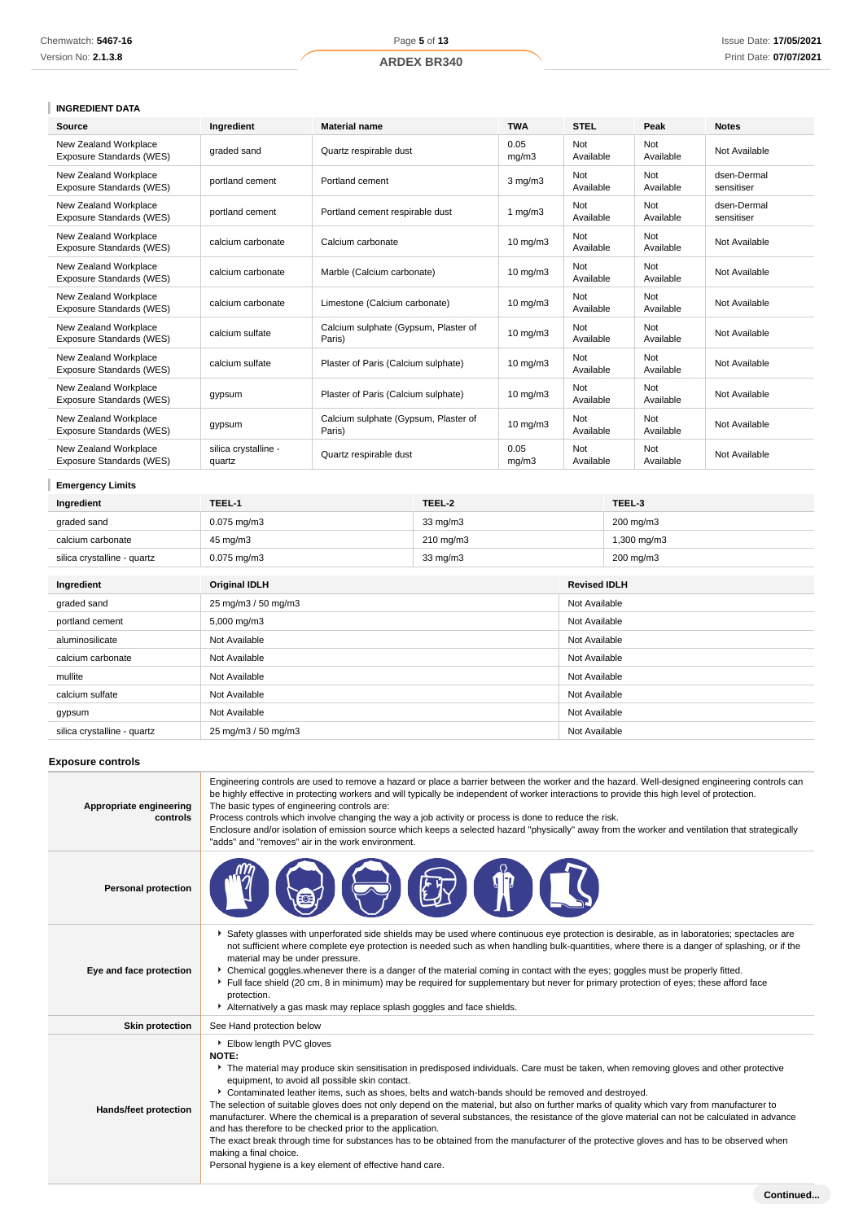### INGREDIENT DATA

| Source | Ingredient | Material name | TWA | STEL | Peak | Notes |
|---|---|---|---|---|---|---|
| New Zealand Workplace Exposure Standards (WES) | graded sand | Quartz respirable dust | 0.05 mg/m3 | Not Available | Not Available | Not Available |
| New Zealand Workplace Exposure Standards (WES) | portland cement | Portland cement | 3 mg/m3 | Not Available | Not Available | dsen-Dermal sensitiser |
| New Zealand Workplace Exposure Standards (WES) | portland cement | Portland cement respirable dust | 1 mg/m3 | Not Available | Not Available | dsen-Dermal sensitiser |
| New Zealand Workplace Exposure Standards (WES) | calcium carbonate | Calcium carbonate | 10 mg/m3 | Not Available | Not Available | Not Available |
| New Zealand Workplace Exposure Standards (WES) | calcium carbonate | Marble (Calcium carbonate) | 10 mg/m3 | Not Available | Not Available | Not Available |
| New Zealand Workplace Exposure Standards (WES) | calcium carbonate | Limestone (Calcium carbonate) | 10 mg/m3 | Not Available | Not Available | Not Available |
| New Zealand Workplace Exposure Standards (WES) | calcium sulfate | Calcium sulphate (Gypsum, Plaster of Paris) | 10 mg/m3 | Not Available | Not Available | Not Available |
| New Zealand Workplace Exposure Standards (WES) | calcium sulfate | Plaster of Paris (Calcium sulphate) | 10 mg/m3 | Not Available | Not Available | Not Available |
| New Zealand Workplace Exposure Standards (WES) | gypsum | Plaster of Paris (Calcium sulphate) | 10 mg/m3 | Not Available | Not Available | Not Available |
| New Zealand Workplace Exposure Standards (WES) | gypsum | Calcium sulphate (Gypsum, Plaster of Paris) | 10 mg/m3 | Not Available | Not Available | Not Available |
| New Zealand Workplace Exposure Standards (WES) | silica crystalline - quartz | Quartz respirable dust | 0.05 mg/m3 | Not Available | Not Available | Not Available |

### Emergency Limits

| Ingredient | TEEL-1 | TEEL-2 | TEEL-3 |
|---|---|---|---|
| graded sand | 0.075 mg/m3 | 33 mg/m3 | 200 mg/m3 |
| calcium carbonate | 45 mg/m3 | 210 mg/m3 | 1,300 mg/m3 |
| silica crystalline - quartz | 0.075 mg/m3 | 33 mg/m3 | 200 mg/m3 |

| Ingredient | Original IDLH | Revised IDLH |
|---|---|---|
| graded sand | 25 mg/m3 / 50 mg/m3 | Not Available |
| portland cement | 5,000 mg/m3 | Not Available |
| aluminosilicate | Not Available | Not Available |
| calcium carbonate | Not Available | Not Available |
| mullite | Not Available | Not Available |
| calcium sulfate | Not Available | Not Available |
| gypsum | Not Available | Not Available |
| silica crystalline - quartz | 25 mg/m3 / 50 mg/m3 | Not Available |

### Exposure controls

| | |
|---|---|
| **Appropriate engineering controls** | Engineering controls are used to remove a hazard or place a barrier between the worker and the hazard. Well-designed engineering controls can be highly effective in protecting workers and will typically be independent of worker interactions to provide this high level of protection. The basic types of engineering controls are: Process controls which involve changing the way a job activity or process is done to reduce the risk. Enclosure and/or isolation of emission source which keeps a selected hazard "physically" away from the worker and ventilation that strategically "adds" and "removes" air in the work environment. |
| **Personal protection** | |
| **Eye and face protection** | ▸ Safety glasses with unperforated side shields may be used where continuous eye protection is desirable, as in laboratories; spectacles are not sufficient where complete eye protection is needed such as when handling bulk-quantities, where there is a danger of splashing, or if the material may be under pressure. ▸ Chemical goggles.whenever there is a danger of the material coming in contact with the eyes; goggles must be properly fitted. ▸ Full face shield (20 cm, 8 in minimum) may be required for supplementary but never for primary protection of eyes; these afford face protection. ▸ Alternatively a gas mask may replace splash goggles and face shields. |
| **Skin protection** | See Hand protection below |
| **Hands/feet protection** | ▸ Elbow length PVC gloves **NOTE:** ▸ The material may produce skin sensitisation in predisposed individuals. Care must be taken, when removing gloves and other protective equipment, to avoid all possible skin contact. ▸ Contaminated leather items, such as shoes, belts and watch-bands should be removed and destroyed. The selection of suitable gloves does not only depend on the material, but also on further marks of quality which vary from manufacturer to manufacturer. Where the chemical is a preparation of several substances, the resistance of the glove material can not be calculated in advance and has therefore to be checked prior to the application. The exact break through time for substances has to be obtained from the manufacturer of the protective gloves and has to be observed when making a final choice. Personal hygiene is a key element of effective hand care. |

Continued...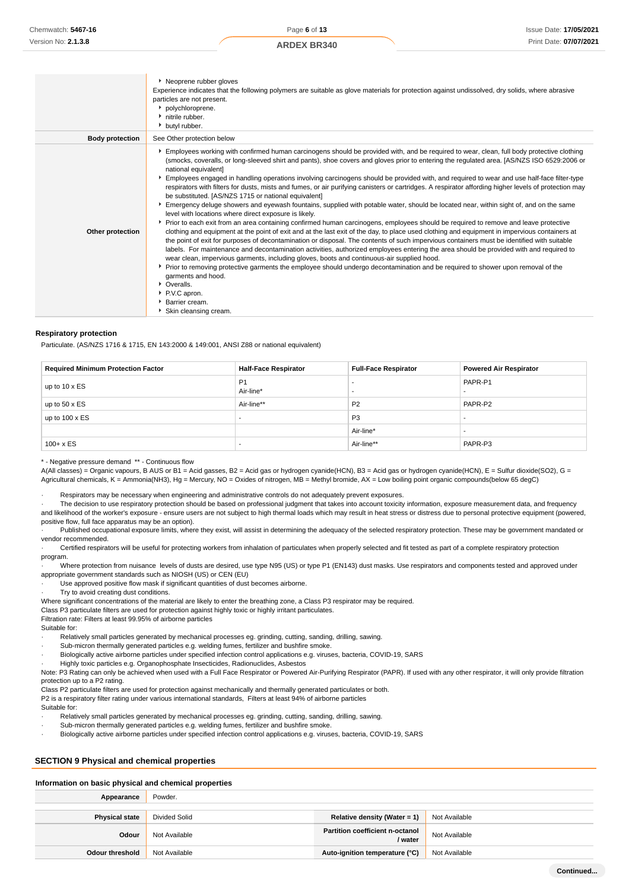| | |
|---|---|
| | ▸ Neoprene rubber gloves<br>Experience indicates that the following polymers are suitable as glove materials for protection against undissolved, dry solids, where abrasive particles are not present.<br>▸ polychloroprene.<br>▸ nitrile rubber.<br>▸ butyl rubber. |
| **Body protection** | See Other protection below |
| **Other protection** | ▸ Employees working with confirmed human carcinogens should be provided with, and be required to wear, clean, full body protective clothing (smocks, coveralls, or long-sleeved shirt and pants), shoe covers and gloves prior to entering the regulated area. [AS/NZS ISO 6529:2006 or national equivalent]<br>▸ Employees engaged in handling operations involving carcinogens should be provided with, and required to wear and use half-face filter-type respirators with filters for dusts, mists and fumes, or air purifying canisters or cartridges. A respirator affording higher levels of protection may be substituted. [AS/NZS 1715 or national equivalent]<br>▸ Emergency deluge showers and eyewash fountains, supplied with potable water, should be located near, within sight of, and on the same level with locations where direct exposure is likely.<br>▸ Prior to each exit from an area containing confirmed human carcinogens, employees should be required to remove and leave protective clothing and equipment at the point of exit and at the last exit of the day, to place used clothing and equipment in impervious containers at the point of exit for purposes of decontamination or disposal. The contents of such impervious containers must be identified with suitable labels. For maintenance and decontamination activities, authorized employees entering the area should be provided with and required to wear clean, impervious garments, including gloves, boots and continuous-air supplied hood.<br>▸ Prior to removing protective garments the employee should undergo decontamination and be required to shower upon removal of the garments and hood.<br>▸ Overalls.<br>▸ P.V.C apron.<br>▸ Barrier cream.<br>▸ Skin cleansing cream. |

### Respiratory protection

Particulate. (AS/NZS 1716 & 1715, EN 143:2000 & 149:001, ANSI Z88 or national equivalent)

| Required Minimum Protection Factor | Half-Face Respirator | Full-Face Respirator | Powered Air Respirator |
|---|---|---|---|
| up to 10 x ES | P1<br>Air-line* | -<br>- | PAPR-P1<br>- |
| up to 50 x ES | Air-line** | P2 | PAPR-P2 |
| up to 100 x ES | - | P3 | - |
| | | Air-line* | - |
| 100+ x ES | - | Air-line** | PAPR-P3 |

\* - Negative pressure demand ** - Continuous flow

A(All classes) = Organic vapours, B AUS or B1 = Acid gasses, B2 = Acid gas or hydrogen cyanide(HCN), B3 = Acid gas or hydrogen cyanide(HCN), E = Sulfur dioxide($SO_2$), G = Agricultural chemicals, K = Ammonia($NH_3$), Hg = Mercury, NO = Oxides of nitrogen, MB = Methyl bromide, AX = Low boiling point organic compounds(below 65 degC)

· Respirators may be necessary when engineering and administrative controls do not adequately prevent exposures.
· The decision to use respiratory protection should be based on professional judgment that takes into account toxicity information, exposure measurement data, and frequency and likelihood of the worker's exposure - ensure users are not subject to high thermal loads which may result in heat stress or distress due to personal protective equipment (powered, positive flow, full face apparatus may be an option).
· Published occupational exposure limits, where they exist, will assist in determining the adequacy of the selected respiratory protection. These may be government mandated or vendor recommended.
· Certified respirators will be useful for protecting workers from inhalation of particulates when properly selected and fit tested as part of a complete respiratory protection program.
· Where protection from nuisance levels of dusts are desired, use type N95 (US) or type P1 (EN143) dust masks. Use respirators and components tested and approved under appropriate government standards such as NIOSH (US) or CEN (EU)
· Use approved positive flow mask if significant quantities of dust becomes airborne.
· Try to avoid creating dust conditions.

Where significant concentrations of the material are likely to enter the breathing zone, a Class P3 respirator may be required.
Class P3 particulate filters are used for protection against highly toxic or highly irritant particulates.
Filtration rate: Filters at least 99.95% of airborne particles
Suitable for:
· Relatively small particles generated by mechanical processes eg. grinding, cutting, sanding, drilling, sawing.
· Sub-micron thermally generated particles e.g. welding fumes, fertilizer and bushfire smoke.
· Biologically active airborne particles under specified infection control applications e.g. viruses, bacteria, COVID-19, SARS
· Highly toxic particles e.g. Organophosphate Insecticides, Radionuclides, Asbestos

Note: P3 Rating can only be achieved when used with a Full Face Respirator or Powered Air-Purifying Respirator (PAPR). If used with any other respirator, it will only provide filtration protection up to a P2 rating.
Class P2 particulate filters are used for protection against mechanically and thermally generated particulates or both.
P2 is a respiratory filter rating under various international standards, Filters at least 94% of airborne particles
Suitable for:
· Relatively small particles generated by mechanical processes eg. grinding, cutting, sanding, drilling, sawing.
· Sub-micron thermally generated particles e.g. welding fumes, fertilizer and bushfire smoke.
· Biologically active airborne particles under specified infection control applications e.g. viruses, bacteria, COVID-19, SARS

## SECTION 9 Physical and chemical properties

### Information on basic physical and chemical properties

| | | | |
|---|---|---|---|
| **Appearance** | Powder. | | |
| **Physical state** | Divided Solid | **Relative density (Water = 1)** | Not Available |
| **Odour** | Not Available | **Partition coefficient n-octanol / water** | Not Available |
| **Odour threshold** | Not Available | **Auto-ignition temperature (°C)** | Not Available |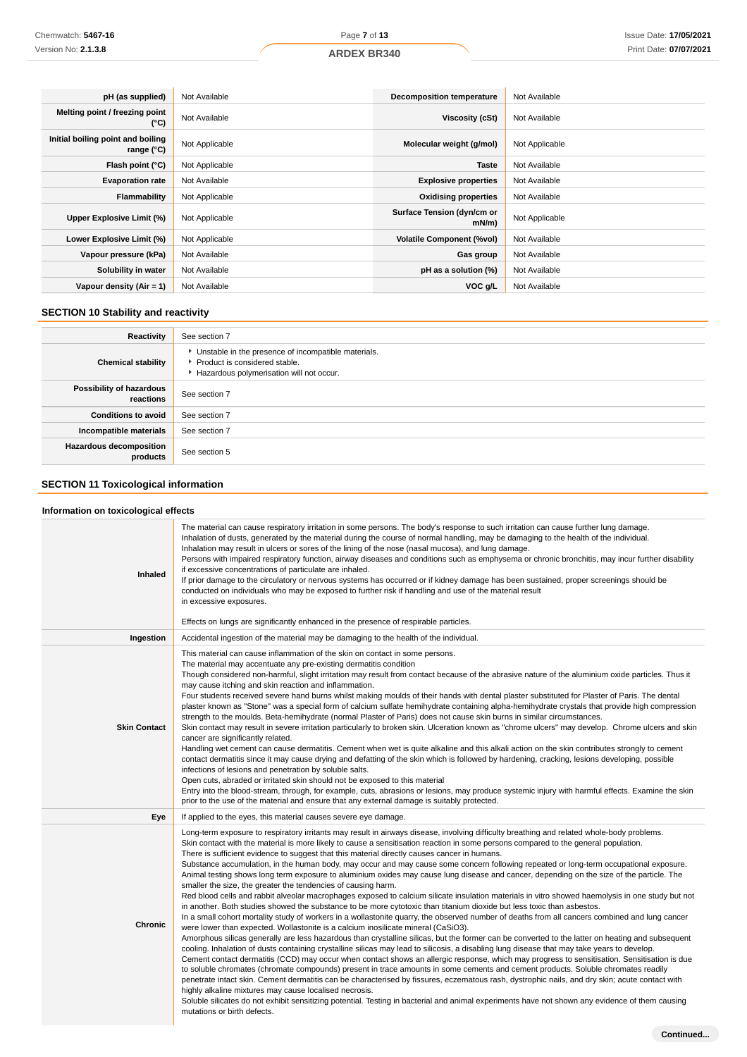| pH (as supplied) | Not Available | Decomposition temperature | Not Available |
|---|---|---|---|
| Melting point / freezing point (°C) | Not Available | Viscosity (cSt) | Not Available |
| Initial boiling point and boiling range (°C) | Not Applicable | Molecular weight (g/mol) | Not Applicable |
| Flash point (°C) | Not Applicable | Taste | Not Available |
| Evaporation rate | Not Available | Explosive properties | Not Available |
| Flammability | Not Applicable | Oxidising properties | Not Available |
| Upper Explosive Limit (%) | Not Applicable | Surface Tension (dyn/cm or mN/m) | Not Applicable |
| Lower Explosive Limit (%) | Not Applicable | Volatile Component (%vol) | Not Available |
| Vapour pressure (kPa) | Not Available | Gas group | Not Available |
| Solubility in water | Not Available | pH as a solution (%) | Not Available |
| Vapour density (Air = 1) | Not Available | VOC g/L | Not Available |

## SECTION 10 Stability and reactivity

| | |
|---|---|
| Reactivity | See section 7 |
| Chemical stability | ‣ Unstable in the presence of incompatible materials.<br>‣ Product is considered stable.<br>‣ Hazardous polymerisation will not occur. |
| Possibility of hazardous reactions | See section 7 |
| Conditions to avoid | See section 7 |
| Incompatible materials | See section 7 |
| Hazardous decomposition products | See section 5 |

## SECTION 11 Toxicological information

### Information on toxicological effects

| | |
|---|---|
| Inhaled | The material can cause respiratory irritation in some persons. The body's response to such irritation can cause further lung damage.<br>Inhalation of dusts, generated by the material during the course of normal handling, may be damaging to the health of the individual.<br>Inhalation may result in ulcers or sores of the lining of the nose (nasal mucosa), and lung damage.<br>Persons with impaired respiratory function, airway diseases and conditions such as emphysema or chronic bronchitis, may incur further disability if excessive concentrations of particulate are inhaled.<br>If prior damage to the circulatory or nervous systems has occurred or if kidney damage has been sustained, proper screenings should be conducted on individuals who may be exposed to further risk if handling and use of the material result<br>in excessive exposures.<br><br>Effects on lungs are significantly enhanced in the presence of respirable particles. |
| Ingestion | Accidental ingestion of the material may be damaging to the health of the individual. |
| Skin Contact | This material can cause inflammation of the skin on contact in some persons.<br>The material may accentuate any pre-existing dermatitis condition<br>Though considered non-harmful, slight irritation may result from contact because of the abrasive nature of the aluminium oxide particles. Thus it may cause itching and skin reaction and inflammation.<br>Four students received severe hand burns whilst making moulds of their hands with dental plaster substituted for Plaster of Paris. The dental plaster known as "Stone" was a special form of calcium sulfate hemihydrate containing alpha-hemihydrate crystals that provide high compression strength to the moulds. Beta-hemihydrate (normal Plaster of Paris) does not cause skin burns in similar circumstances.<br>Skin contact may result in severe irritation particularly to broken skin. Ulceration known as "chrome ulcers" may develop. Chrome ulcers and skin cancer are significantly related.<br>Handling wet cement can cause dermatitis. Cement when wet is quite alkaline and this alkali action on the skin contributes strongly to cement contact dermatitis since it may cause drying and defatting of the skin which is followed by hardening, cracking, lesions developing, possible infections of lesions and penetration by soluble salts.<br>Open cuts, abraded or irritated skin should not be exposed to this material<br>Entry into the blood-stream, through, for example, cuts, abrasions or lesions, may produce systemic injury with harmful effects. Examine the skin prior to the use of the material and ensure that any external damage is suitably protected. |
| Eye | If applied to the eyes, this material causes severe eye damage. |
| Chronic | Long-term exposure to respiratory irritants may result in airways disease, involving difficulty breathing and related whole-body problems.<br>Skin contact with the material is more likely to cause a sensitisation reaction in some persons compared to the general population.<br>There is sufficient evidence to suggest that this material directly causes cancer in humans.<br>Substance accumulation, in the human body, may occur and may cause some concern following repeated or long-term occupational exposure.<br>Animal testing shows long term exposure to aluminium oxides may cause lung disease and cancer, depending on the size of the particle. The smaller the size, the greater the tendencies of causing harm.<br>Red blood cells and rabbit alveolar macrophages exposed to calcium silicate insulation materials in vitro showed haemolysis in one study but not in another. Both studies showed the substance to be more cytotoxic than titanium dioxide but less toxic than asbestos.<br>In a small cohort mortality study of workers in a wollastonite quarry, the observed number of deaths from all cancers combined and lung cancer were lower than expected. Wollastonite is a calcium inosilicate mineral ($CaSiO_3$).<br>Amorphous silicas generally are less hazardous than crystalline silicas, but the former can be converted to the latter on heating and subsequent cooling. Inhalation of dusts containing crystalline silicas may lead to silicosis, a disabling lung disease that may take years to develop.<br>Cement contact dermatitis (CCD) may occur when contact shows an allergic response, which may progress to sensitisation. Sensitisation is due to soluble chromates (chromate compounds) present in trace amounts in some cements and cement products. Soluble chromates readily penetrate intact skin. Cement dermatitis can be characterised by fissures, eczematous rash, dystrophic nails, and dry skin; acute contact with highly alkaline mixtures may cause localised necrosis.<br>Soluble silicates do not exhibit sensitizing potential. Testing in bacterial and animal experiments have not shown any evidence of them causing mutations or birth defects. |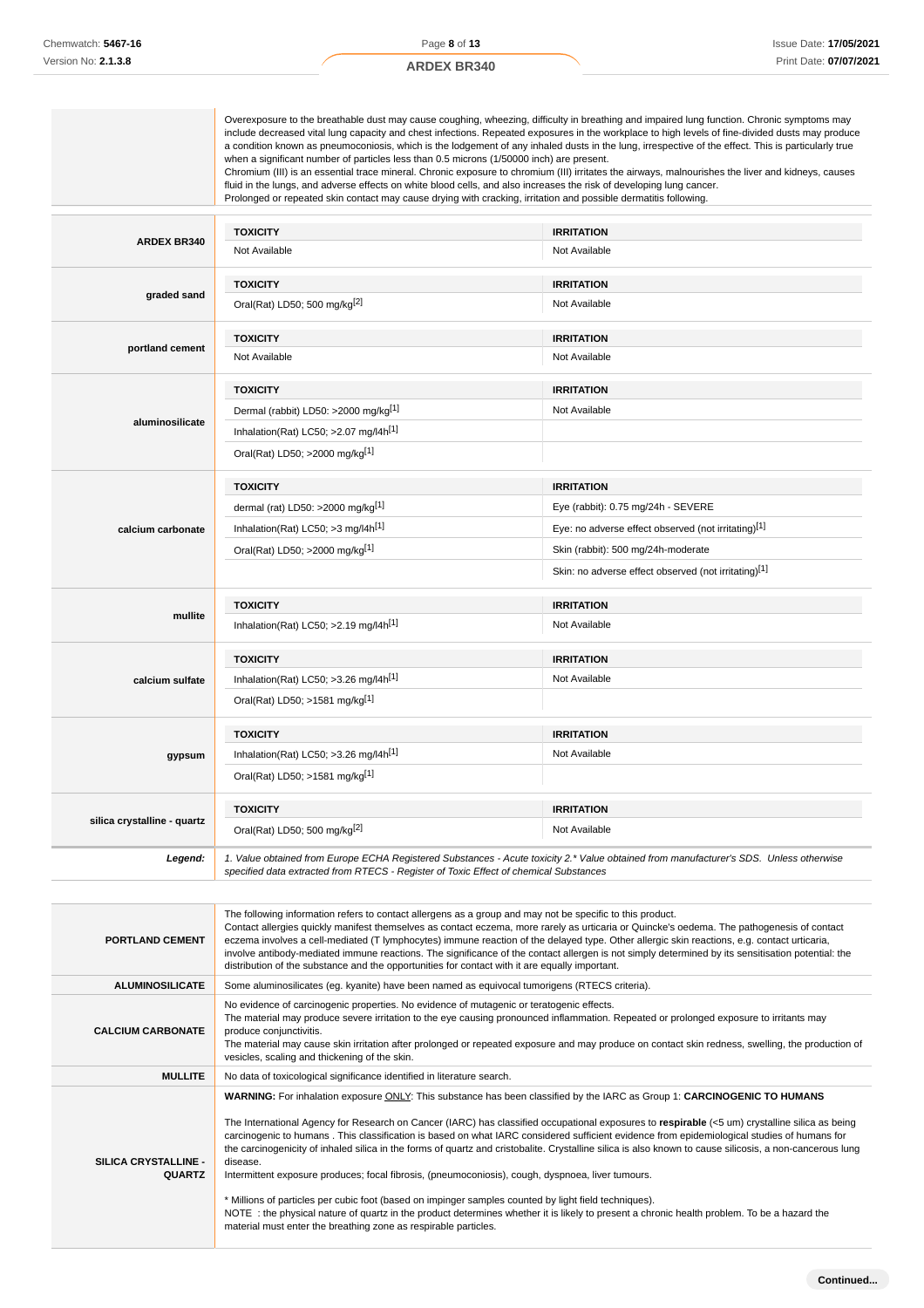| | |
|---|---|
| | Overexposure to the breathable dust may cause coughing, wheezing, difficulty in breathing and impaired lung function. Chronic symptoms may include decreased vital lung capacity and chest infections. Repeated exposures in the workplace to high levels of fine-divided dusts may produce a condition known as pneumoconiosis, which is the lodgement of any inhaled dusts in the lung, irrespective of the effect. This is particularly true when a significant number of particles less than 0.5 microns (1/50000 inch) are present.<br>Chromium (III) is an essential trace mineral. Chronic exposure to chromium (III) irritates the airways, malnourishes the liver and kidneys, causes fluid in the lungs, and adverse effects on white blood cells, and also increases the risk of developing lung cancer.<br>Prolonged or repeated skin contact may cause drying with cracking, irritation and possible dermatitis following. |

| | TOXICITY | IRRITATION |
|---|---|---|
| **ARDEX BR340** | Not Available | Not Available |
| **graded sand** | Oral(Rat) LD50; 500 mg/kg[2] | Not Available |
| **portland cement** | Not Available | Not Available |
| **aluminosilicate** | Dermal (rabbit) LD50: >2000 mg/kg[1] | Not Available |
| | Inhalation(Rat) LC50; >2.07 mg/l4h[1] | |
| | Oral(Rat) LD50; >2000 mg/kg[1] | |
| **calcium carbonate** | dermal (rat) LD50: >2000 mg/kg[1] | Eye (rabbit): 0.75 mg/24h - SEVERE |
| | Inhalation(Rat) LC50; >3 mg/l4h[1] | Eye: no adverse effect observed (not irritating)[1] |
| | Oral(Rat) LD50; >2000 mg/kg[1] | Skin (rabbit): 500 mg/24h-moderate |
| | | Skin: no adverse effect observed (not irritating)[1] |
| **mullite** | Inhalation(Rat) LC50; >2.19 mg/l4h[1] | Not Available |
| **calcium sulfate** | Inhalation(Rat) LC50; >3.26 mg/l4h[1] | Not Available |
| | Oral(Rat) LD50; >1581 mg/kg[1] | |
| **gypsum** | Inhalation(Rat) LC50; >3.26 mg/l4h[1] | Not Available |
| | Oral(Rat) LD50; >1581 mg/kg[1] | |
| **silica crystalline - quartz** | Oral(Rat) LD50; 500 mg/kg[2] | Not Available |
| ***Legend:*** | *1. Value obtained from Europe ECHA Registered Substances - Acute toxicity 2.* Value obtained from manufacturer's SDS. Unless otherwise specified data extracted from RTECS - Register of Toxic Effect of chemical Substances* | |

| | |
|---|---|
| **PORTLAND CEMENT** | The following information refers to contact allergens as a group and may not be specific to this product.<br>Contact allergies quickly manifest themselves as contact eczema, more rarely as urticaria or Quincke's oedema. The pathogenesis of contact eczema involves a cell-mediated (T lymphocytes) immune reaction of the delayed type. Other allergic skin reactions, e.g. contact urticaria, involve antibody-mediated immune reactions. The significance of the contact allergen is not simply determined by its sensitisation potential: the distribution of the substance and the opportunities for contact with it are equally important. |
| **ALUMINOSILICATE** | Some aluminosilicates (eg. kyanite) have been named as equivocal tumorigens (RTECS criteria). |
| **CALCIUM CARBONATE** | No evidence of carcinogenic properties. No evidence of mutagenic or teratogenic effects.<br>The material may produce severe irritation to the eye causing pronounced inflammation. Repeated or prolonged exposure to irritants may produce conjunctivitis.<br>The material may cause skin irritation after prolonged or repeated exposure and may produce on contact skin redness, swelling, the production of vesicles, scaling and thickening of the skin. |
| **MULLITE** | No data of toxicological significance identified in literature search. |
| **SILICA CRYSTALLINE - QUARTZ** | **WARNING:** For inhalation exposure ONLY: This substance has been classified by the IARC as Group 1: **CARCINOGENIC TO HUMANS**<br><br>The International Agency for Research on Cancer (IARC) has classified occupational exposures to **respirable** (<5 um) crystalline silica as being carcinogenic to humans . This classification is based on what IARC considered sufficient evidence from epidemiological studies of humans for the carcinogenicity of inhaled silica in the forms of quartz and cristobalite. Crystalline silica is also known to cause silicosis, a non-cancerous lung disease.<br>Intermittent exposure produces; focal fibrosis, (pneumoconiosis), cough, dyspnoea, liver tumours.<br><br>* Millions of particles per cubic foot (based on impinger samples counted by light field techniques).<br>NOTE : the physical nature of quartz in the product determines whether it is likely to present a chronic health problem. To be a hazard the material must enter the breathing zone as respirable particles. |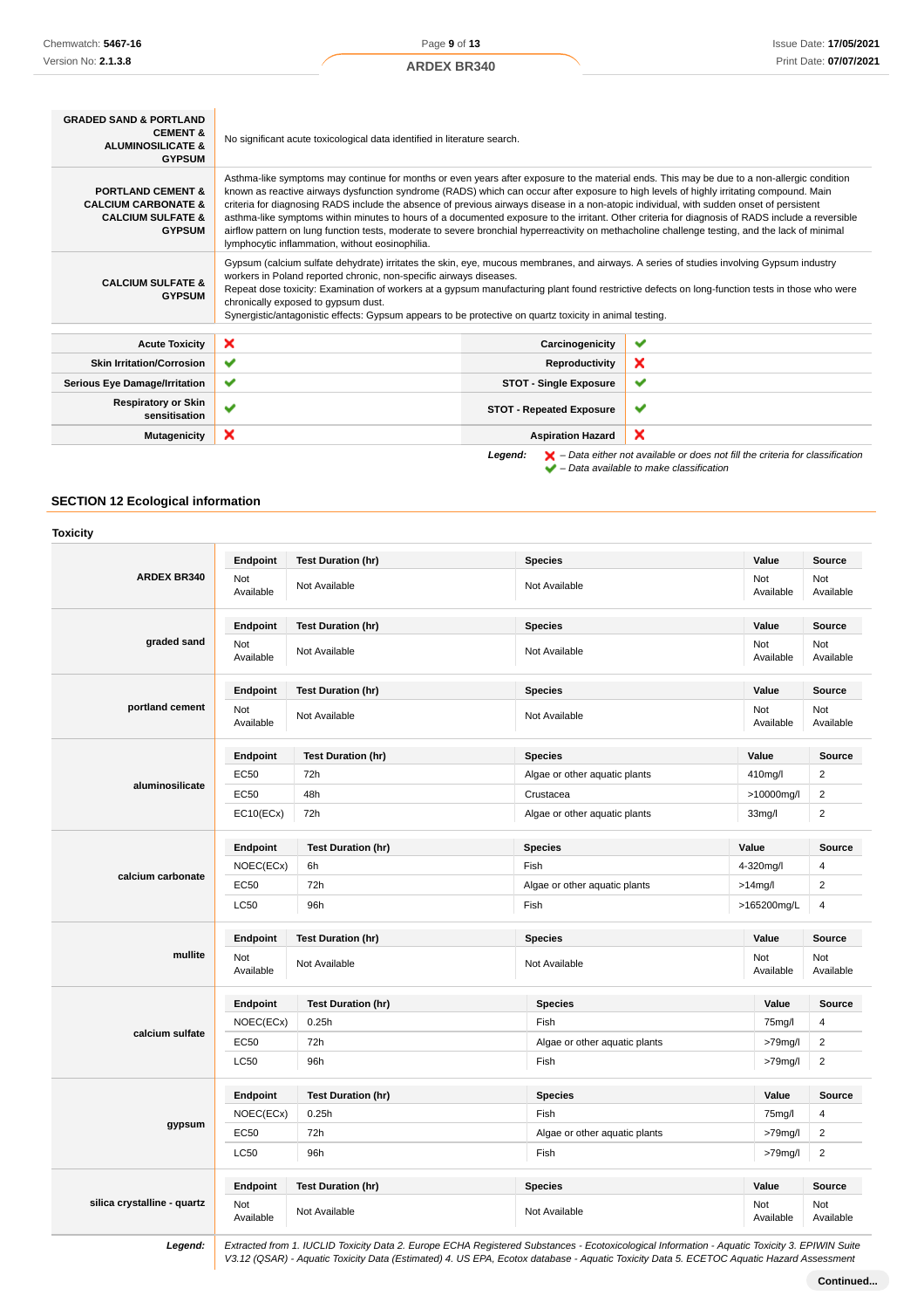| | |
|---|---|
| **GRADED SAND & PORTLAND CEMENT & ALUMINOSILICATE & GYPSUM** | No significant acute toxicological data identified in literature search. |
| **PORTLAND CEMENT & CALCIUM CARBONATE & CALCIUM SULFATE & GYPSUM** | Asthma-like symptoms may continue for months or even years after exposure to the material ends. This may be due to a non-allergic condition known as reactive airways dysfunction syndrome (RADS) which can occur after exposure to high levels of highly irritating compound. Main criteria for diagnosing RADS include the absence of previous airways disease in a non-atopic individual, with sudden onset of persistent asthma-like symptoms within minutes to hours of a documented exposure to the irritant. Other criteria for diagnosis of RADS include a reversible airflow pattern on lung function tests, moderate to severe bronchial hyperreactivity on methacholine challenge testing, and the lack of minimal lymphocytic inflammation, without eosinophilia. |
| **CALCIUM SULFATE & GYPSUM** | Gypsum (calcium sulfate dehydrate) irritates the skin, eye, mucous membranes, and airways. A series of studies involving Gypsum industry workers in Poland reported chronic, non-specific airways diseases.<br>Repeat dose toxicity: Examination of workers at a gypsum manufacturing plant found restrictive defects on long-function tests in those who were chronically exposed to gypsum dust.<br>Synergistic/antagonistic effects: Gypsum appears to be protective on quartz toxicity in animal testing. |

| | | | |
|---|---|---|---|
| **Acute Toxicity** | ✘ | **Carcinogenicity** | ✔ |
| **Skin Irritation/Corrosion** | ✔ | **Reproductivity** | ✘ |
| **Serious Eye Damage/Irritation** | ✔ | **STOT - Single Exposure** | ✔ |
| **Respiratory or Skin sensitisation** | ✔ | **STOT - Repeated Exposure** | ✔ |
| **Mutagenicity** | ✘ | **Aspiration Hazard** | ✘ |

***Legend:*** *✘ – Data either not available or does not fill the criteria for classification*
*✔ – Data available to make classification*

## SECTION 12 Ecological information

### Toxicity

**ARDEX BR340**

| Endpoint | Test Duration (hr) | Species | Value | Source |
|---|---|---|---|---|
| Not Available | Not Available | Not Available | Not Available | Not Available |

**graded sand**

| Endpoint | Test Duration (hr) | Species | Value | Source |
|---|---|---|---|---|
| Not Available | Not Available | Not Available | Not Available | Not Available |

**portland cement**

| Endpoint | Test Duration (hr) | Species | Value | Source |
|---|---|---|---|---|
| Not Available | Not Available | Not Available | Not Available | Not Available |

**aluminosilicate**

| Endpoint | Test Duration (hr) | Species | Value | Source |
|---|---|---|---|---|
| EC50 | 72h | Algae or other aquatic plants | 410mg/l | 2 |
| EC50 | 48h | Crustacea | >10000mg/l | 2 |
| EC10(ECx) | 72h | Algae or other aquatic plants | 33mg/l | 2 |

**calcium carbonate**

| Endpoint | Test Duration (hr) | Species | Value | Source |
|---|---|---|---|---|
| NOEC(ECx) | 6h | Fish | 4-320mg/l | 4 |
| EC50 | 72h | Algae or other aquatic plants | >14mg/l | 2 |
| LC50 | 96h | Fish | >165200mg/L | 4 |

**mullite**

| Endpoint | Test Duration (hr) | Species | Value | Source |
|---|---|---|---|---|
| Not Available | Not Available | Not Available | Not Available | Not Available |

**calcium sulfate**

| Endpoint | Test Duration (hr) | Species | Value | Source |
|---|---|---|---|---|
| NOEC(ECx) | 0.25h | Fish | 75mg/l | 4 |
| EC50 | 72h | Algae or other aquatic plants | >79mg/l | 2 |
| LC50 | 96h | Fish | >79mg/l | 2 |

**gypsum**

| Endpoint | Test Duration (hr) | Species | Value | Source |
|---|---|---|---|---|
| NOEC(ECx) | 0.25h | Fish | 75mg/l | 4 |
| EC50 | 72h | Algae or other aquatic plants | >79mg/l | 2 |
| LC50 | 96h | Fish | >79mg/l | 2 |

**silica crystalline - quartz**

| Endpoint | Test Duration (hr) | Species | Value | Source |
|---|---|---|---|---|
| Not Available | Not Available | Not Available | Not Available | Not Available |

***Legend:*** *Extracted from 1. IUCLID Toxicity Data 2. Europe ECHA Registered Substances - Ecotoxicological Information - Aquatic Toxicity 3. EPIWIN Suite V3.12 (QSAR) - Aquatic Toxicity Data (Estimated) 4. US EPA, Ecotox database - Aquatic Toxicity Data 5. ECETOC Aquatic Hazard Assessment*

**Continued...**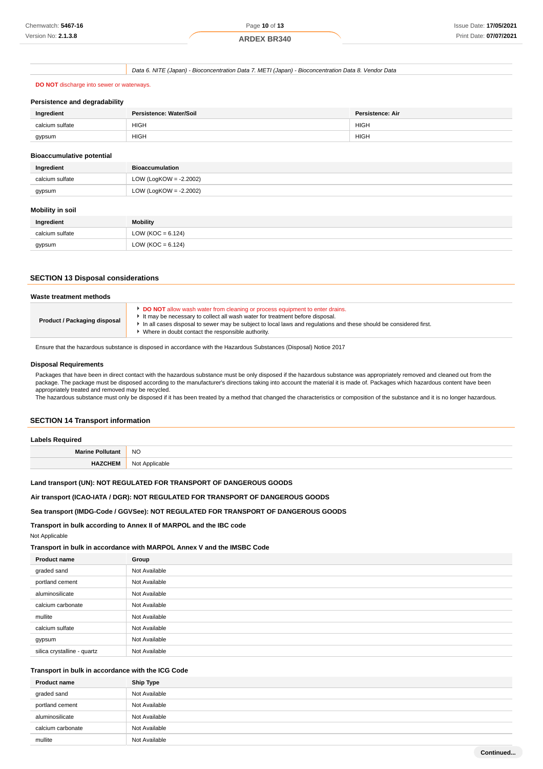| | Data 6. NITE (Japan) - Bioconcentration Data 7. METI (Japan) - Bioconcentration Data 8. Vendor Data |
|---|---|

**DO NOT** discharge into sewer or waterways.

### Persistence and degradability

| Ingredient | Persistence: Water/Soil | Persistence: Air |
|---|---|---|
| calcium sulfate | HIGH | HIGH |
| gypsum | HIGH | HIGH |

### Bioaccumulative potential

| Ingredient | Bioaccumulation |
|---|---|
| calcium sulfate | LOW (LogKOW = -2.2002) |
| gypsum | LOW (LogKOW = -2.2002) |

### Mobility in soil

| Ingredient | Mobility |
|---|---|
| calcium sulfate | LOW (KOC = 6.124) |
| gypsum | LOW (KOC = 6.124) |

## SECTION 13 Disposal considerations

### Waste treatment methods

| | |
|---|---|
| **Product / Packaging disposal** | • **DO NOT** allow wash water from cleaning or process equipment to enter drains.<br>• It may be necessary to collect all wash water for treatment before disposal.<br>• In all cases disposal to sewer may be subject to local laws and regulations and these should be considered first.<br>• Where in doubt contact the responsible authority. |

Ensure that the hazardous substance is disposed in accordance with the Hazardous Substances (Disposal) Notice 2017

### Disposal Requirements

Packages that have been in direct contact with the hazardous substance must be only disposed if the hazardous substance was appropriately removed and cleaned out from the package. The package must be disposed according to the manufacturer's directions taking into account the material it is made of. Packages which hazardous content have been appropriately treated and removed may be recycled.
The hazardous substance must only be disposed if it has been treated by a method that changed the characteristics or composition of the substance and it is no longer hazardous.

## SECTION 14 Transport information

### Labels Required

| | |
|---|---|
| **Marine Pollutant** | NO |
| **HAZCHEM** | Not Applicable |

**Land transport (UN): NOT REGULATED FOR TRANSPORT OF DANGEROUS GOODS**

**Air transport (ICAO-IATA / DGR): NOT REGULATED FOR TRANSPORT OF DANGEROUS GOODS**

**Sea transport (IMDG-Code / GGVSee): NOT REGULATED FOR TRANSPORT OF DANGEROUS GOODS**

### Transport in bulk according to Annex II of MARPOL and the IBC code

Not Applicable

### Transport in bulk in accordance with MARPOL Annex V and the IMSBC Code

| Product name | Group |
|---|---|
| graded sand | Not Available |
| portland cement | Not Available |
| aluminosilicate | Not Available |
| calcium carbonate | Not Available |
| mullite | Not Available |
| calcium sulfate | Not Available |
| gypsum | Not Available |
| silica crystalline - quartz | Not Available |

### Transport in bulk in accordance with the ICG Code

| Product name | Ship Type |
|---|---|
| graded sand | Not Available |
| portland cement | Not Available |
| aluminosilicate | Not Available |
| calcium carbonate | Not Available |
| mullite | Not Available |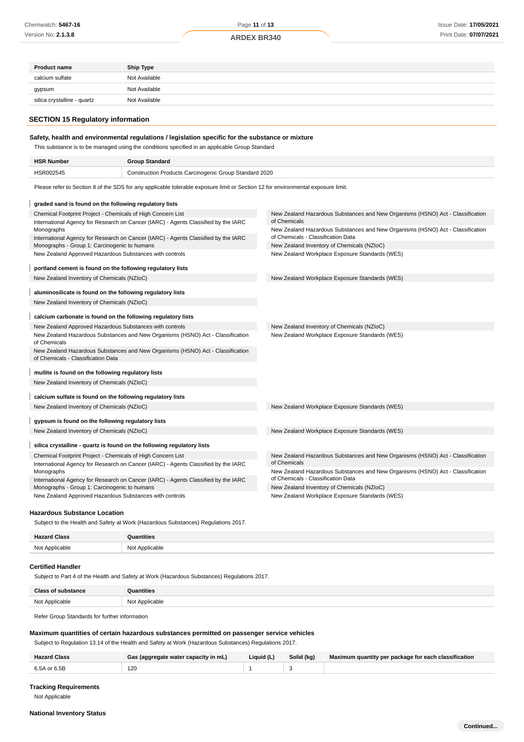| Product name | Ship Type |
| --- | --- |
| calcium sulfate | Not Available |
| gypsum | Not Available |
| silica crystalline - quartz | Not Available |

## SECTION 15 Regulatory information

### Safety, health and environmental regulations / legislation specific for the substance or mixture

This substance is to be managed using the conditions specified in an applicable Group Standard

| HSR Number | Group Standard |
| --- | --- |
| HSR002545 | Construction Products Carcinogenic Group Standard 2020 |

Please refer to Section 8 of the SDS for any applicable tolerable exposure limit or Section 12 for environmental exposure limit.

**graded sand is found on the following regulatory lists**

- Chemical Footprint Project - Chemicals of High Concern List
- International Agency for Research on Cancer (IARC) - Agents Classified by the IARC Monographs
- International Agency for Research on Cancer (IARC) - Agents Classified by the IARC Monographs - Group 1: Carcinogenic to humans
- New Zealand Approved Hazardous Substances with controls
- New Zealand Hazardous Substances and New Organisms (HSNO) Act - Classification of Chemicals
- New Zealand Hazardous Substances and New Organisms (HSNO) Act - Classification of Chemicals - Classification Data
- New Zealand Inventory of Chemicals (NZIoC)
- New Zealand Workplace Exposure Standards (WES)

**portland cement is found on the following regulatory lists**

- New Zealand Inventory of Chemicals (NZIoC)
- New Zealand Workplace Exposure Standards (WES)

**aluminosilicate is found on the following regulatory lists**

- New Zealand Inventory of Chemicals (NZIoC)

**calcium carbonate is found on the following regulatory lists**

- New Zealand Approved Hazardous Substances with controls
- New Zealand Hazardous Substances and New Organisms (HSNO) Act - Classification of Chemicals
- New Zealand Hazardous Substances and New Organisms (HSNO) Act - Classification of Chemicals - Classification Data
- New Zealand Inventory of Chemicals (NZIoC)
- New Zealand Workplace Exposure Standards (WES)

**mullite is found on the following regulatory lists**

- New Zealand Inventory of Chemicals (NZIoC)

**calcium sulfate is found on the following regulatory lists**

- New Zealand Inventory of Chemicals (NZIoC)
- New Zealand Workplace Exposure Standards (WES)

**gypsum is found on the following regulatory lists**

- New Zealand Inventory of Chemicals (NZIoC)
- New Zealand Workplace Exposure Standards (WES)

**silica crystalline - quartz is found on the following regulatory lists**

- Chemical Footprint Project - Chemicals of High Concern List
- International Agency for Research on Cancer (IARC) - Agents Classified by the IARC Monographs
- International Agency for Research on Cancer (IARC) - Agents Classified by the IARC Monographs - Group 1: Carcinogenic to humans
- New Zealand Approved Hazardous Substances with controls
- New Zealand Hazardous Substances and New Organisms (HSNO) Act - Classification of Chemicals
- New Zealand Hazardous Substances and New Organisms (HSNO) Act - Classification of Chemicals - Classification Data
- New Zealand Inventory of Chemicals (NZIoC)
- New Zealand Workplace Exposure Standards (WES)

### Hazardous Substance Location

Subject to the Health and Safety at Work (Hazardous Substances) Regulations 2017.

| Hazard Class | Quantities |
| --- | --- |
| Not Applicable | Not Applicable |

### Certified Handler

Subject to Part 4 of the Health and Safety at Work (Hazardous Substances) Regulations 2017.

| Class of substance | Quantities |
| --- | --- |
| Not Applicable | Not Applicable |

Refer Group Standards for further information

### Maximum quantities of certain hazardous substances permitted on passenger service vehicles

Subject to Regulation 13.14 of the Health and Safety at Work (Hazardous Substances) Regulations 2017.

| Hazard Class | Gas (aggregate water capacity in mL) | Liquid (L) | Solid (kg) | Maximum quantity per package for each classification |
| --- | --- | --- | --- | --- |
| 6.5A or 6.5B | 120 | 1 | 3 | |

### Tracking Requirements

Not Applicable

### National Inventory Status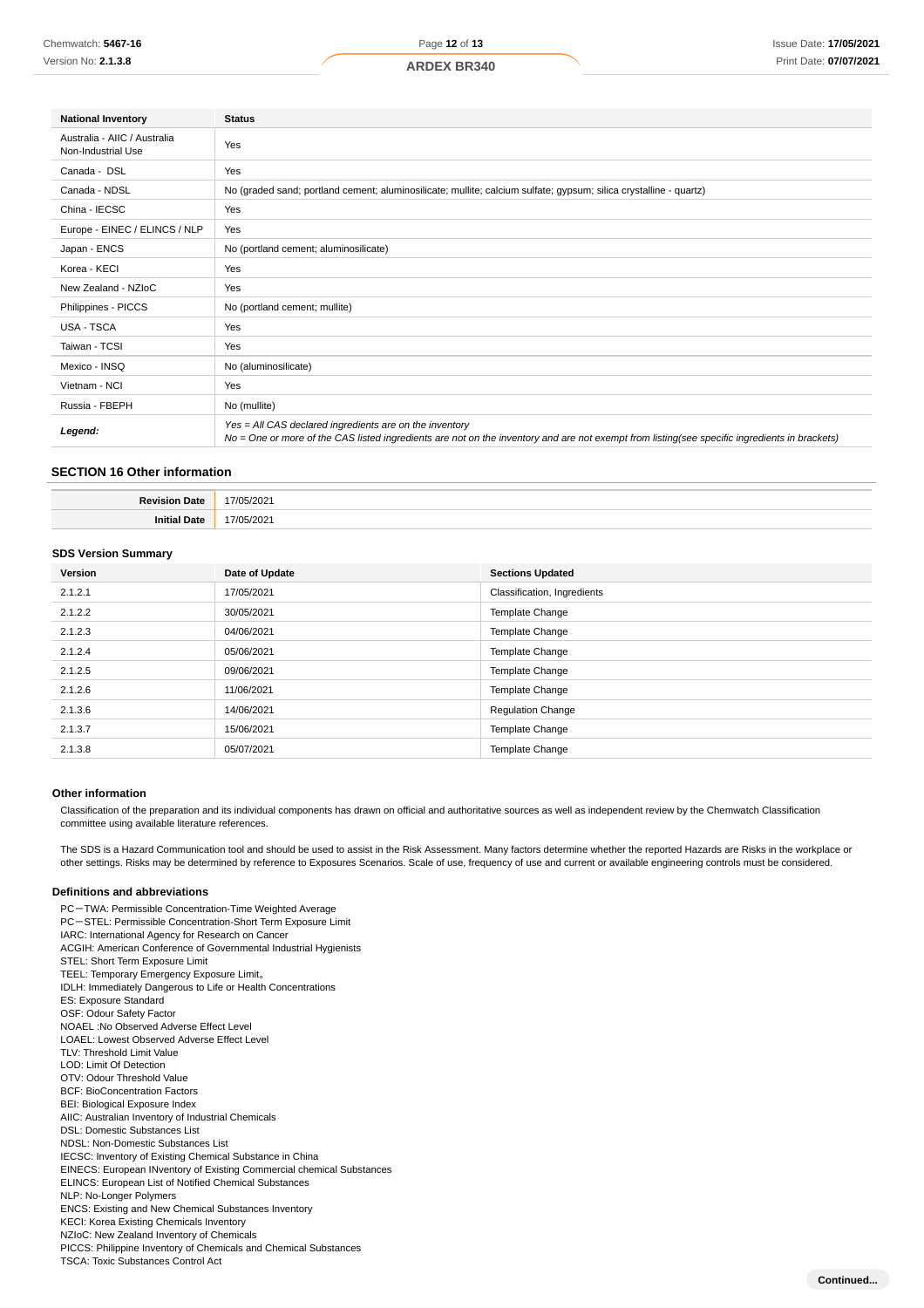| National Inventory | Status |
|---|---|
| Australia - AIIC / Australia Non-Industrial Use | Yes |
| Canada - DSL | Yes |
| Canada - NDSL | No (graded sand; portland cement; aluminosilicate; mullite; calcium sulfate; gypsum; silica crystalline - quartz) |
| China - IECSC | Yes |
| Europe - EINEC / ELINCS / NLP | Yes |
| Japan - ENCS | No (portland cement; aluminosilicate) |
| Korea - KECI | Yes |
| New Zealand - NZIoC | Yes |
| Philippines - PICCS | No (portland cement; mullite) |
| USA - TSCA | Yes |
| Taiwan - TCSI | Yes |
| Mexico - INSQ | No (aluminosilicate) |
| Vietnam - NCI | Yes |
| Russia - FBEPH | No (mullite) |
| ***Legend:*** | *Yes = All CAS declared ingredients are on the inventory*<br>*No = One or more of the CAS listed ingredients are not on the inventory and are not exempt from listing(see specific ingredients in brackets)* |

## SECTION 16 Other information

| | |
|---|---|
| **Revision Date** | 17/05/2021 |
| **Initial Date** | 17/05/2021 |

### SDS Version Summary

| Version | Date of Update | Sections Updated |
|---|---|---|
| 2.1.2.1 | 17/05/2021 | Classification, Ingredients |
| 2.1.2.2 | 30/05/2021 | Template Change |
| 2.1.2.3 | 04/06/2021 | Template Change |
| 2.1.2.4 | 05/06/2021 | Template Change |
| 2.1.2.5 | 09/06/2021 | Template Change |
| 2.1.2.6 | 11/06/2021 | Template Change |
| 2.1.3.6 | 14/06/2021 | Regulation Change |
| 2.1.3.7 | 15/06/2021 | Template Change |
| 2.1.3.8 | 05/07/2021 | Template Change |

### Other information

Classification of the preparation and its individual components has drawn on official and authoritative sources as well as independent review by the Chemwatch Classification committee using available literature references.

The SDS is a Hazard Communication tool and should be used to assist in the Risk Assessment. Many factors determine whether the reported Hazards are Risks in the workplace or other settings. Risks may be determined by reference to Exposures Scenarios. Scale of use, frequency of use and current or available engineering controls must be considered.

### Definitions and abbreviations

PC－TWA: Permissible Concentration-Time Weighted Average
PC－STEL: Permissible Concentration-Short Term Exposure Limit
IARC: International Agency for Research on Cancer
ACGIH: American Conference of Governmental Industrial Hygienists
STEL: Short Term Exposure Limit
TEEL: Temporary Emergency Exposure Limit。
IDLH: Immediately Dangerous to Life or Health Concentrations
ES: Exposure Standard
OSF: Odour Safety Factor
NOAEL :No Observed Adverse Effect Level
LOAEL: Lowest Observed Adverse Effect Level
TLV: Threshold Limit Value
LOD: Limit Of Detection
OTV: Odour Threshold Value
BCF: BioConcentration Factors
BEI: Biological Exposure Index
AIIC: Australian Inventory of Industrial Chemicals
DSL: Domestic Substances List
NDSL: Non-Domestic Substances List
IECSC: Inventory of Existing Chemical Substance in China
EINECS: European INventory of Existing Commercial chemical Substances
ELINCS: European List of Notified Chemical Substances
NLP: No-Longer Polymers
ENCS: Existing and New Chemical Substances Inventory
KECI: Korea Existing Chemicals Inventory
NZIoC: New Zealand Inventory of Chemicals
PICCS: Philippine Inventory of Chemicals and Chemical Substances
TSCA: Toxic Substances Control Act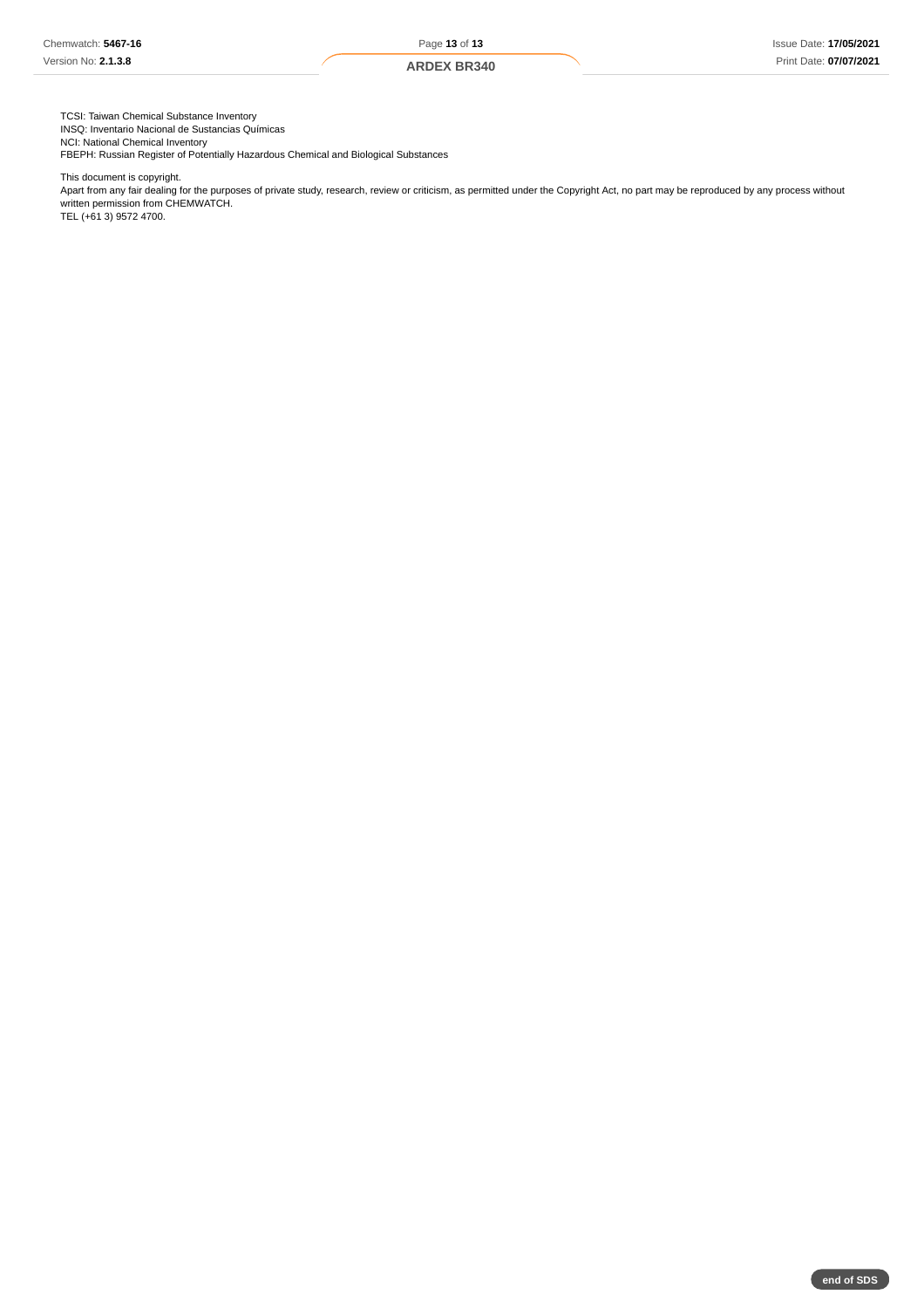TCSI: Taiwan Chemical Substance Inventory
INSQ: Inventario Nacional de Sustancias Químicas
NCI: National Chemical Inventory
FBEPH: Russian Register of Potentially Hazardous Chemical and Biological Substances

This document is copyright.
Apart from any fair dealing for the purposes of private study, research, review or criticism, as permitted under the Copyright Act, no part may be reproduced by any process without written permission from CHEMWATCH.
TEL (+61 3) 9572 4700.

**end of SDS**